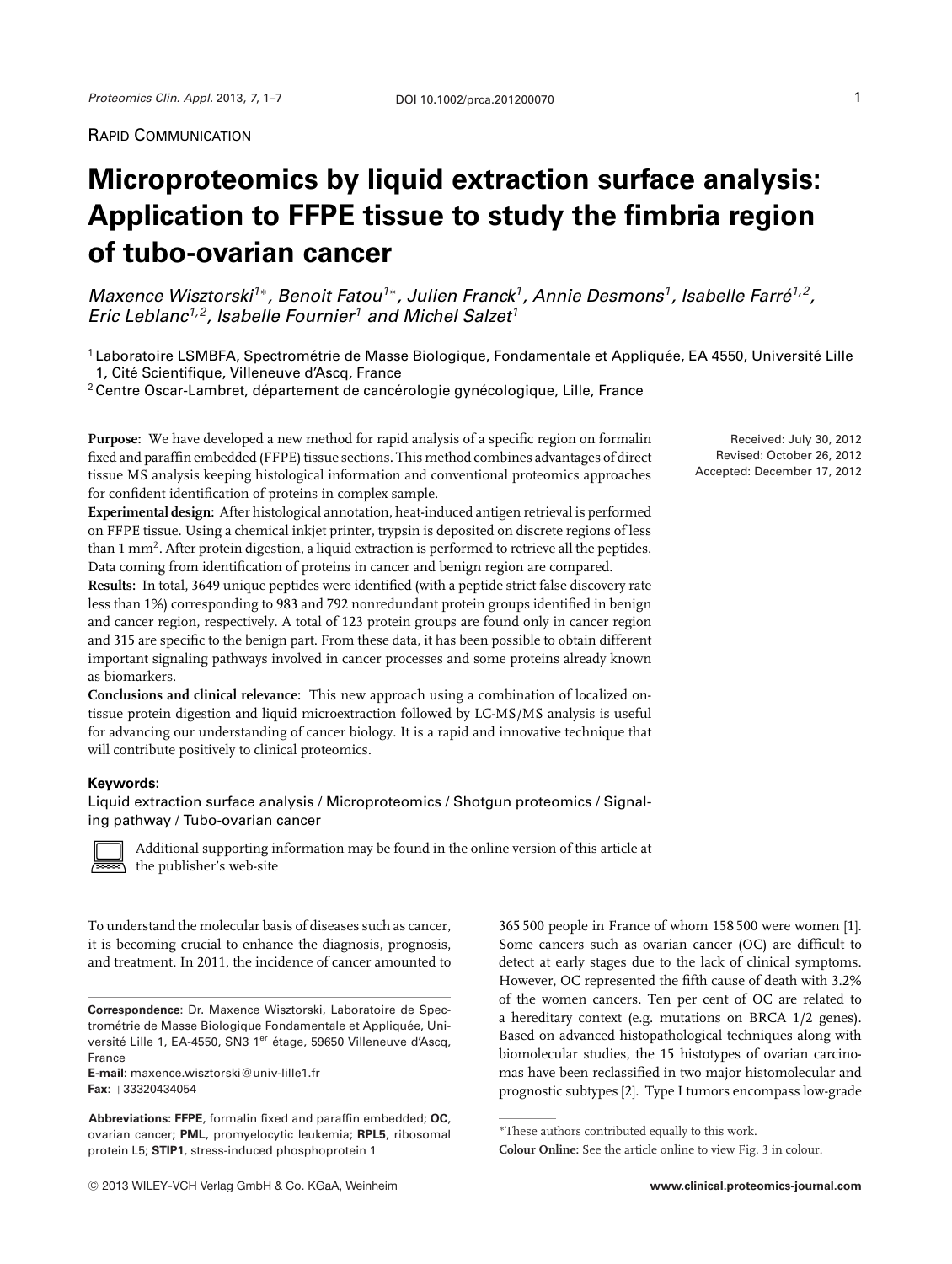RAPID COMMUNICATION

# Microproteomics by liquid extraction surface analysis: Application to FFPE tissue to study the fimbria region of tubo-ovarian cancer

*Maxence Wisztorski[1]\*, Benoit Fatou[1]\*, Julien Franck[1], Annie Desmons[1], Isabelle Farré[1,2], Eric Leblanc[1,2], Isabelle Fournier[1] and Michel Salzet[1]*

[1] Laboratoire LSMBFA, Spectrométrie de Masse Biologique, Fondamentale et Appliquée, EA 4550, Université Lille 1, Cité Scientifique, Villeneuve d'Ascq, France

[2] Centre Oscar-Lambret, département de cancérologie gynécologique, Lille, France

Received: July 30, 2012
Revised: October 26, 2012
Accepted: December 17, 2012

**Purpose:** We have developed a new method for rapid analysis of a specific region on formalin fixed and paraffin embedded (FFPE) tissue sections. This method combines advantages of direct tissue MS analysis keeping histological information and conventional proteomics approaches for confident identification of proteins in complex sample.

**Experimental design:** After histological annotation, heat-induced antigen retrieval is performed on FFPE tissue. Using a chemical inkjet printer, trypsin is deposited on discrete regions of less than 1 mm$^2$. After protein digestion, a liquid extraction is performed to retrieve all the peptides. Data coming from identification of proteins in cancer and benign region are compared.

**Results:** In total, 3649 unique peptides were identified (with a peptide strict false discovery rate less than 1%) corresponding to 983 and 792 nonredundant protein groups identified in benign and cancer region, respectively. A total of 123 protein groups are found only in cancer region and 315 are specific to the benign part. From these data, it has been possible to obtain different important signaling pathways involved in cancer processes and some proteins already known as biomarkers.

**Conclusions and clinical relevance:** This new approach using a combination of localized on-tissue protein digestion and liquid microextraction followed by LC-MS/MS analysis is useful for advancing our understanding of cancer biology. It is a rapid and innovative technique that will contribute positively to clinical proteomics.

**Keywords:**

Liquid extraction surface analysis / Microproteomics / Shotgun proteomics / Signaling pathway / Tubo-ovarian cancer

Additional supporting information may be found in the online version of this article at the publisher's web-site

To understand the molecular basis of diseases such as cancer, it is becoming crucial to enhance the diagnosis, prognosis, and treatment. In 2011, the incidence of cancer amounted to 365 500 people in France of whom 158 500 were women [1]. Some cancers such as ovarian cancer (OC) are difficult to detect at early stages due to the lack of clinical symptoms. However, OC represented the fifth cause of death with 3.2% of the women cancers. Ten per cent of OC are related to a hereditary context (e.g. mutations on BRCA 1/2 genes). Based on advanced histopathological techniques along with biomolecular studies, the 15 histotypes of ovarian carcinomas have been reclassified in two major histomolecular and prognostic subtypes [2]. Type I tumors encompass low-grade

**Correspondence**: Dr. Maxence Wisztorski, Laboratoire de Spectrométrie de Masse Biologique Fondamentale et Appliquée, Université Lille 1, EA-4550, SN3 1er étage, 59650 Villeneuve d'Ascq, France
**E-mail**: maxence.wisztorski@univ-lille1.fr
**Fax**: +33320434054

**Abbreviations: FFPE**, formalin fixed and paraffin embedded; **OC**, ovarian cancer; **PML**, promyelocytic leukemia; **RPL5**, ribosomal protein L5; **STIP1**, stress-induced phosphoprotein 1

\*These authors contributed equally to this work.

**Colour Online:** See the article online to view Fig. 3 in colour.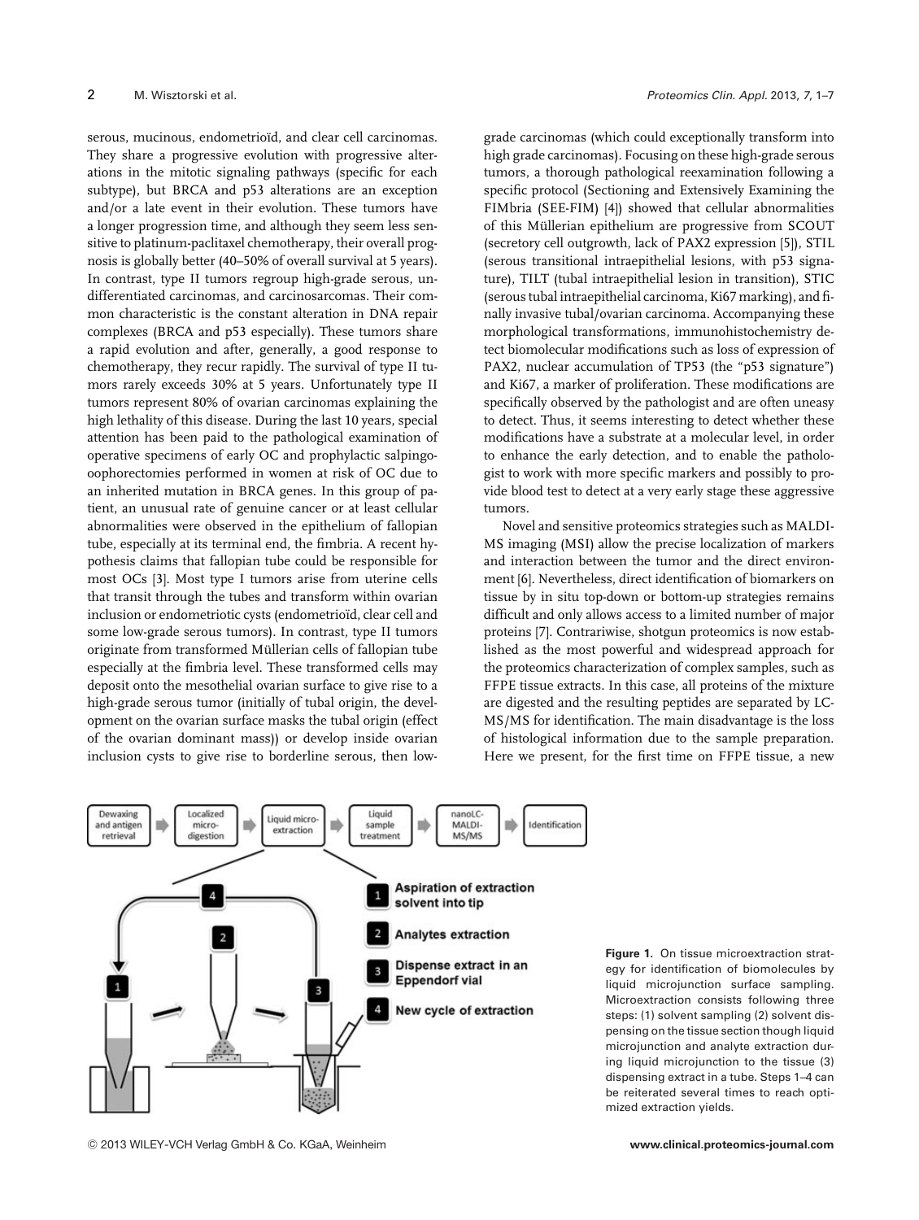serous, mucinous, endometrioïd, and clear cell carcinomas. They share a progressive evolution with progressive alterations in the mitotic signaling pathways (specific for each subtype), but BRCA and p53 alterations are an exception and/or a late event in their evolution. These tumors have a longer progression time, and although they seem less sensitive to platinum-paclitaxel chemotherapy, their overall prognosis is globally better (40–50% of overall survival at 5 years). In contrast, type II tumors regroup high-grade serous, undifferentiated carcinomas, and carcinosarcomas. Their common characteristic is the constant alteration in DNA repair complexes (BRCA and p53 especially). These tumors share a rapid evolution and after, generally, a good response to chemotherapy, they recur rapidly. The survival of type II tumors rarely exceeds 30% at 5 years. Unfortunately type II tumors represent 80% of ovarian carcinomas explaining the high lethality of this disease. During the last 10 years, special attention has been paid to the pathological examination of operative specimens of early OC and prophylactic salpingo-oophorectomies performed in women at risk of OC due to an inherited mutation in BRCA genes. In this group of patient, an unusual rate of genuine cancer or at least cellular abnormalities were observed in the epithelium of fallopian tube, especially at its terminal end, the fimbria. A recent hypothesis claims that fallopian tube could be responsible for most OCs [3]. Most type I tumors arise from uterine cells that transit through the tubes and transform within ovarian inclusion or endometriotic cysts (endometrioïd, clear cell and some low-grade serous tumors). In contrast, type II tumors originate from transformed Müllerian cells of fallopian tube especially at the fimbria level. These transformed cells may deposit onto the mesothelial ovarian surface to give rise to a high-grade serous tumor (initially of tubal origin, the development on the ovarian surface masks the tubal origin (effect of the ovarian dominant mass)) or develop inside ovarian inclusion cysts to give rise to borderline serous, then low-grade carcinomas (which could exceptionally transform into high grade carcinomas). Focusing on these high-grade serous tumors, a thorough pathological reexamination following a specific protocol (Sectioning and Extensively Examining the FIMbria (SEE-FIM) [4]) showed that cellular abnormalities of this Müllerian epithelium are progressive from SCOUT (secretory cell outgrowth, lack of PAX2 expression [5]), STIL (serous transitional intraepithelial lesions, with p53 signature), TILT (tubal intraepithelial lesion in transition), STIC (serous tubal intraepithelial carcinoma, Ki67 marking), and finally invasive tubal/ovarian carcinoma. Accompanying these morphological transformations, immunohistochemistry detect biomolecular modifications such as loss of expression of PAX2, nuclear accumulation of TP53 (the "p53 signature") and Ki67, a marker of proliferation. These modifications are specifically observed by the pathologist and are often uneasy to detect. Thus, it seems interesting to detect whether these modifications have a substrate at a molecular level, in order to enhance the early detection, and to enable the pathologist to work with more specific markers and possibly to provide blood test to detect at a very early stage these aggressive tumors.

Novel and sensitive proteomics strategies such as MALDI-MS imaging (MSI) allow the precise localization of markers and interaction between the tumor and the direct environment [6]. Nevertheless, direct identification of biomarkers on tissue by in situ top-down or bottom-up strategies remains difficult and only allows access to a limited number of major proteins [7]. Contrariwise, shotgun proteomics is now established as the most powerful and widespread approach for the proteomics characterization of complex samples, such as FFPE tissue extracts. In this case, all proteins of the mixture are digested and the resulting peptides are separated by LC-MS/MS for identification. The main disadvantage is the loss of histological information due to the sample preparation. Here we present, for the first time on FFPE tissue, a new

Dewaxing and antigen retrieval → Localized micro-digestion → Liquid micro-extraction → Liquid sample treatment → nanoLC-MALDI-MS/MS → Identification

1 Aspiration of extraction solvent into tip
2 Analytes extraction
3 Dispense extract in an Eppendorf vial
4 New cycle of extraction

**Figure 1.** On tissue microextraction strategy for identification of biomolecules by liquid microjunction surface sampling. Microextraction consists following three steps: (1) solvent sampling (2) solvent dispensing on the tissue section though liquid microjunction and analyte extraction during liquid microjunction to the tissue (3) dispensing extract in a tube. Steps 1–4 can be reiterated several times to reach optimized extraction yields.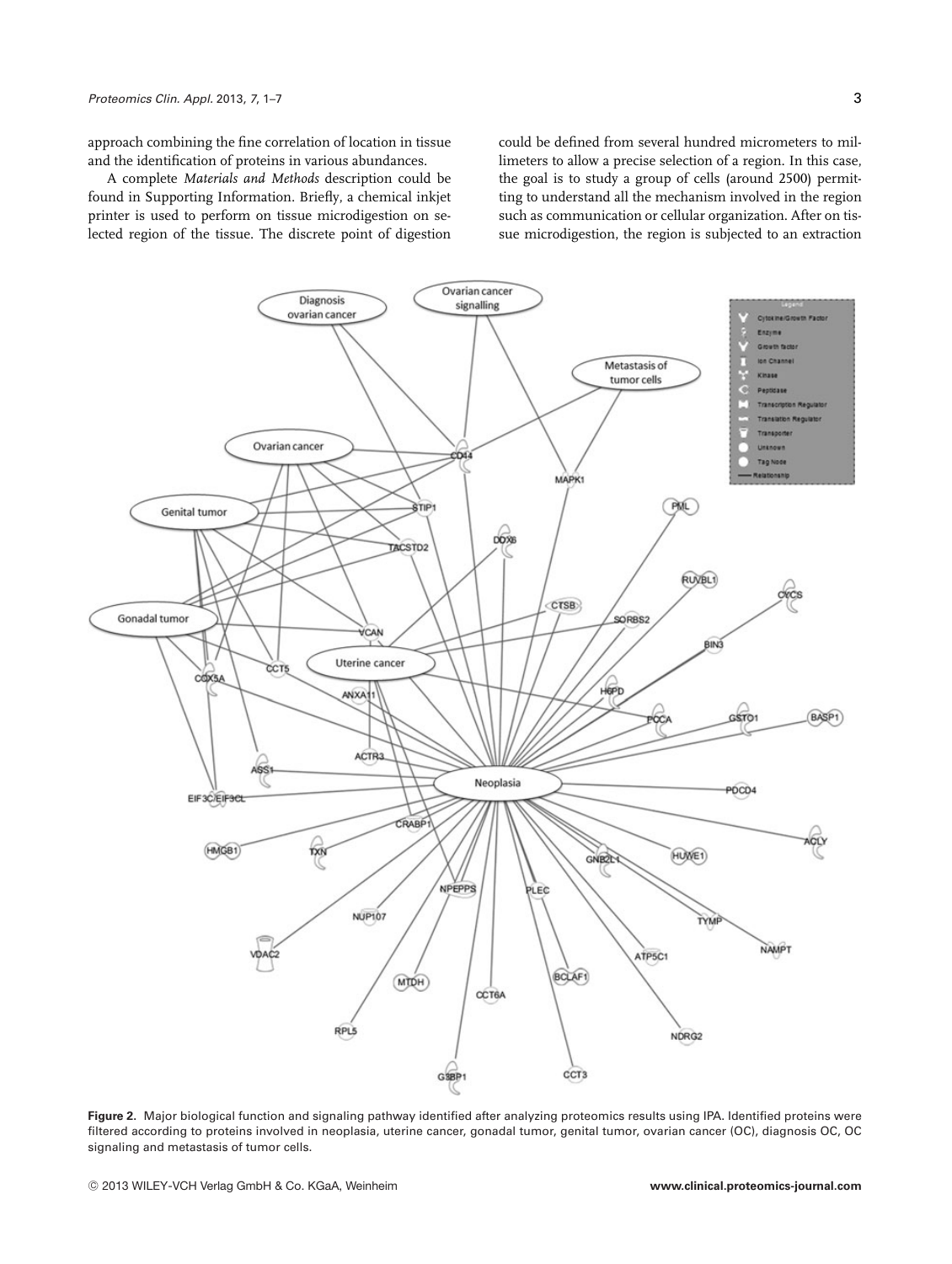approach combining the fine correlation of location in tissue and the identification of proteins in various abundances.

A complete *Materials and Methods* description could be found in Supporting Information. Briefly, a chemical inkjet printer is used to perform on tissue microdigestion on selected region of the tissue. The discrete point of digestion could be defined from several hundred micrometers to millimeters to allow a precise selection of a region. In this case, the goal is to study a group of cells (around 2500) permitting to understand all the mechanism involved in the region such as communication or cellular organization. After on tissue microdigestion, the region is subjected to an extraction

Diagnosis ovarian cancer
Ovarian cancer signalling
Metastasis of tumor cells
Ovarian cancer
Genital tumor
Gonadal tumor
Uterine cancer
Neoplasia

Legend
Cytokine/Growth Factor
Enzyme
Growth factor
Ion Channel
Kinase
Peptidase
Transcription Regulator
Translation Regulator
Transporter
Unknown
Tag Node
Relationship

CD44
MAPK1
STIP1
TACSTD2
DDX6
PML
RUVBL1
CYCS
CTSB
SORBS2
VCAN
BIN3
CCT5
COX5A
ANXA11
H6PD
PCCA
GSTO1
BASP1
ACTR3
ASS1
EIF3C/EIF3CL
PDCD4
CRABP1
HMGB1
TXN
GNB2L1
HUWE1
ACLY
NPEPPS
PLEC
NUP107
TYMP
NAMPT
VDAC2
ATP5C1
MTDH
BCLAF1
CCT6A
RPL5
NDRG2
G3BP1
CCT3

**Figure 2.** Major biological function and signaling pathway identified after analyzing proteomics results using IPA. Identified proteins were filtered according to proteins involved in neoplasia, uterine cancer, gonadal tumor, genital tumor, ovarian cancer (OC), diagnosis OC, OC signaling and metastasis of tumor cells.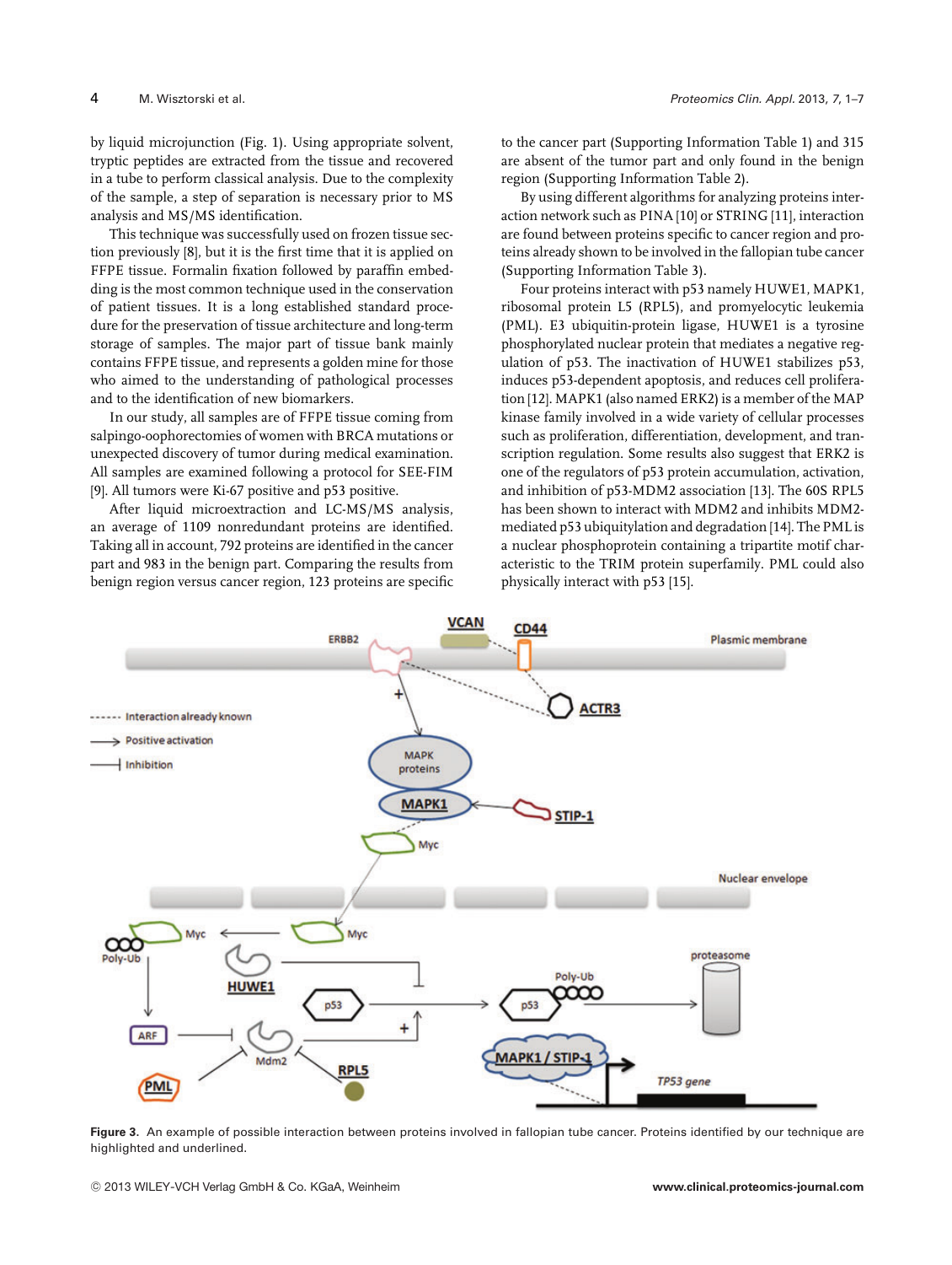by liquid microjunction (Fig. 1). Using appropriate solvent, tryptic peptides are extracted from the tissue and recovered in a tube to perform classical analysis. Due to the complexity of the sample, a step of separation is necessary prior to MS analysis and MS/MS identification.

This technique was successfully used on frozen tissue section previously [8], but it is the first time that it is applied on FFPE tissue. Formalin fixation followed by paraffin embedding is the most common technique used in the conservation of patient tissues. It is a long established standard procedure for the preservation of tissue architecture and long-term storage of samples. The major part of tissue bank mainly contains FFPE tissue, and represents a golden mine for those who aimed to the understanding of pathological processes and to the identification of new biomarkers.

In our study, all samples are of FFPE tissue coming from salpingo-oophorectomies of women with BRCA mutations or unexpected discovery of tumor during medical examination. All samples are examined following a protocol for SEE-FIM [9]. All tumors were Ki-67 positive and p53 positive.

After liquid microextraction and LC-MS/MS analysis, an average of 1109 nonredundant proteins are identified. Taking all in account, 792 proteins are identified in the cancer part and 983 in the benign part. Comparing the results from benign region versus cancer region, 123 proteins are specific to the cancer part (Supporting Information Table 1) and 315 are absent of the tumor part and only found in the benign region (Supporting Information Table 2).

By using different algorithms for analyzing proteins interaction network such as PINA [10] or STRING [11], interaction are found between proteins specific to cancer region and proteins already shown to be involved in the fallopian tube cancer (Supporting Information Table 3).

Four proteins interact with p53 namely HUWE1, MAPK1, ribosomal protein L5 (RPL5), and promyelocytic leukemia (PML). E3 ubiquitin-protein ligase, HUWE1 is a tyrosine phosphorylated nuclear protein that mediates a negative regulation of p53. The inactivation of HUWE1 stabilizes p53, induces p53-dependent apoptosis, and reduces cell proliferation [12]. MAPK1 (also named ERK2) is a member of the MAP kinase family involved in a wide variety of cellular processes such as proliferation, differentiation, development, and transcription regulation. Some results also suggest that ERK2 is one of the regulators of p53 protein accumulation, activation, and inhibition of p53-MDM2 association [13]. The 60S RPL5 has been shown to interact with MDM2 and inhibits MDM2-mediated p53 ubiquitylation and degradation [14]. The PML is a nuclear phosphoprotein containing a tripartite motif characteristic to the TRIM protein superfamily. PML could also physically interact with p53 [15].

VCAN
CD44
ERBB2
Plasmic membrane
ACTR3
Interaction already known
Positive activation
Inhibition
MAPK proteins
MAPK1
STIP-1
Myc
Nuclear envelope
Myc
Myc
Poly-Ub
HUWE1
p53
Poly-Ub
p53
proteasome
ARF
Mdm2
PML
RPL5
MAPK1 / STIP-1
TP53 gene

**Figure 3.** An example of possible interaction between proteins involved in fallopian tube cancer. Proteins identified by our technique are highlighted and underlined.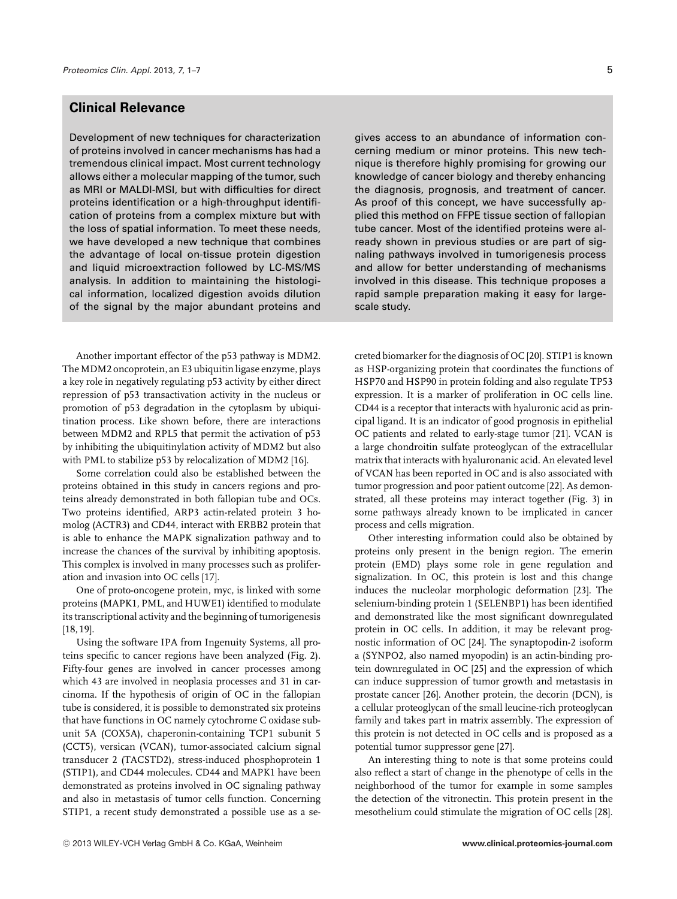## Clinical Relevance

Development of new techniques for characterization of proteins involved in cancer mechanisms has had a tremendous clinical impact. Most current technology allows either a molecular mapping of the tumor, such as MRI or MALDI-MSI, but with difficulties for direct proteins identification or a high-throughput identification of proteins from a complex mixture but with the loss of spatial information. To meet these needs, we have developed a new technique that combines the advantage of local on-tissue protein digestion and liquid microextraction followed by LC-MS/MS analysis. In addition to maintaining the histological information, localized digestion avoids dilution of the signal by the major abundant proteins and gives access to an abundance of information concerning medium or minor proteins. This new technique is therefore highly promising for growing our knowledge of cancer biology and thereby enhancing the diagnosis, prognosis, and treatment of cancer. As proof of this concept, we have successfully applied this method on FFPE tissue section of fallopian tube cancer. Most of the identified proteins were already shown in previous studies or are part of signaling pathways involved in tumorigenesis process and allow for better understanding of mechanisms involved in this disease. This technique proposes a rapid sample preparation making it easy for large-scale study.

Another important effector of the p53 pathway is MDM2. The MDM2 oncoprotein, an E3 ubiquitin ligase enzyme, plays a key role in negatively regulating p53 activity by either direct repression of p53 transactivation activity in the nucleus or promotion of p53 degradation in the cytoplasm by ubiquitination process. Like shown before, there are interactions between MDM2 and RPL5 that permit the activation of p53 by inhibiting the ubiquitinylation activity of MDM2 but also with PML to stabilize p53 by relocalization of MDM2 [16].

Some correlation could also be established between the proteins obtained in this study in cancers regions and proteins already demonstrated in both fallopian tube and OCs. Two proteins identified, ARP3 actin-related protein 3 homolog (ACTR3) and CD44, interact with ERBB2 protein that is able to enhance the MAPK signalization pathway and to increase the chances of the survival by inhibiting apoptosis. This complex is involved in many processes such as proliferation and invasion into OC cells [17].

One of proto-oncogene protein, myc, is linked with some proteins (MAPK1, PML, and HUWE1) identified to modulate its transcriptional activity and the beginning of tumorigenesis [18, 19].

Using the software IPA from Ingenuity Systems, all proteins specific to cancer regions have been analyzed (Fig. 2). Fifty-four genes are involved in cancer processes among which 43 are involved in neoplasia processes and 31 in carcinoma. If the hypothesis of origin of OC in the fallopian tube is considered, it is possible to demonstrated six proteins that have functions in OC namely cytochrome C oxidase subunit 5A (COX5A), chaperonin-containing TCP1 subunit 5 (CCT5), versican (VCAN), tumor-associated calcium signal transducer 2 (TACSTD2), stress-induced phosphoprotein 1 (STIP1), and CD44 molecules. CD44 and MAPK1 have been demonstrated as proteins involved in OC signaling pathway and also in metastasis of tumor cells function. Concerning STIP1, a recent study demonstrated a possible use as a secreted biomarker for the diagnosis of OC [20]. STIP1 is known as HSP-organizing protein that coordinates the functions of HSP70 and HSP90 in protein folding and also regulate TP53 expression. It is a marker of proliferation in OC cells line. CD44 is a receptor that interacts with hyaluronic acid as principal ligand. It is an indicator of good prognosis in epithelial OC patients and related to early-stage tumor [21]. VCAN is a large chondroitin sulfate proteoglycan of the extracellular matrix that interacts with hyaluronanic acid. An elevated level of VCAN has been reported in OC and is also associated with tumor progression and poor patient outcome [22]. As demonstrated, all these proteins may interact together (Fig. 3) in some pathways already known to be implicated in cancer process and cells migration.

Other interesting information could also be obtained by proteins only present in the benign region. The emerin protein (EMD) plays some role in gene regulation and signalization. In OC, this protein is lost and this change induces the nucleolar morphologic deformation [23]. The selenium-binding protein 1 (SELENBP1) has been identified and demonstrated like the most significant downregulated protein in OC cells. In addition, it may be relevant prognostic information of OC [24]. The synaptopodin-2 isoform a (SYNPO2, also named myopodin) is an actin-binding protein downregulated in OC [25] and the expression of which can induce suppression of tumor growth and metastasis in prostate cancer [26]. Another protein, the decorin (DCN), is a cellular proteoglycan of the small leucine-rich proteoglycan family and takes part in matrix assembly. The expression of this protein is not detected in OC cells and is proposed as a potential tumor suppressor gene [27].

An interesting thing to note is that some proteins could also reflect a start of change in the phenotype of cells in the neighborhood of the tumor for example in some samples the detection of the vitronectin. This protein present in the mesothelium could stimulate the migration of OC cells [28].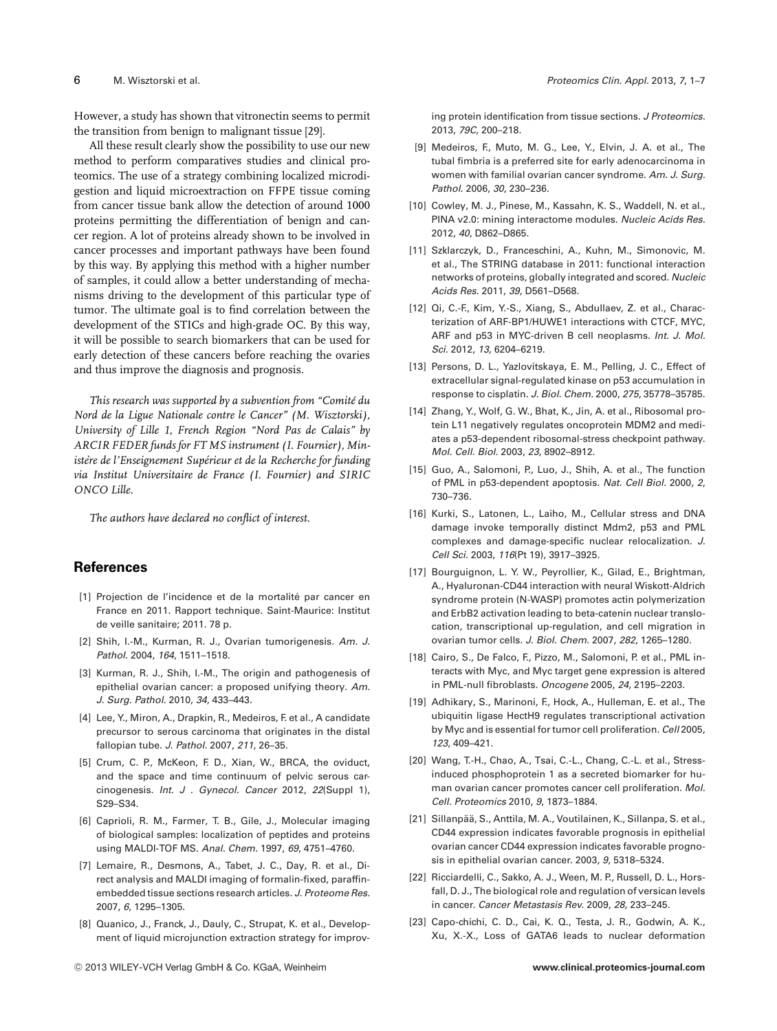However, a study has shown that vitronectin seems to permit the transition from benign to malignant tissue [29].

All these result clearly show the possibility to use our new method to perform comparatives studies and clinical proteomics. The use of a strategy combining localized microdigestion and liquid microextraction on FFPE tissue coming from cancer tissue bank allow the detection of around 1000 proteins permitting the differentiation of benign and cancer region. A lot of proteins already shown to be involved in cancer processes and important pathways have been found by this way. By applying this method with a higher number of samples, it could allow a better understanding of mechanisms driving to the development of this particular type of tumor. The ultimate goal is to find correlation between the development of the STICs and high-grade OC. By this way, it will be possible to search biomarkers that can be used for early detection of these cancers before reaching the ovaries and thus improve the diagnosis and prognosis.

*This research was supported by a subvention from "Comité du Nord de la Ligue Nationale contre le Cancer" (M. Wisztorski), University of Lille 1, French Region "Nord Pas de Calais" by ARCIR FEDER funds for FT MS instrument (I. Fournier), Ministère de l'Enseignement Supérieur et de la Recherche for funding via Institut Universitaire de France (I. Fournier) and SIRIC ONCO Lille.*

*The authors have declared no conflict of interest.*

## References

[1] Projection de l'incidence et de la mortalité par cancer en France en 2011. Rapport technique. Saint-Maurice: Institut de veille sanitaire; 2011. 78 p.

[2] Shih, I.-M., Kurman, R. J., Ovarian tumorigenesis. *Am. J. Pathol.* 2004, *164*, 1511–1518.

[3] Kurman, R. J., Shih, I.-M., The origin and pathogenesis of epithelial ovarian cancer: a proposed unifying theory. *Am. J. Surg. Pathol.* 2010, *34*, 433–443.

[4] Lee, Y., Miron, A., Drapkin, R., Medeiros, F. et al., A candidate precursor to serous carcinoma that originates in the distal fallopian tube. *J. Pathol.* 2007, *211*, 26–35.

[5] Crum, C. P., McKeon, F. D., Xian, W., BRCA, the oviduct, and the space and time continuum of pelvic serous carcinogenesis. *Int. J . Gynecol. Cancer* 2012, *22*(Suppl 1), S29–S34.

[6] Caprioli, R. M., Farmer, T. B., Gile, J., Molecular imaging of biological samples: localization of peptides and proteins using MALDI-TOF MS. *Anal. Chem.* 1997, *69*, 4751–4760.

[7] Lemaire, R., Desmons, A., Tabet, J. C., Day, R. et al., Direct analysis and MALDI imaging of formalin-fixed, paraffin-embedded tissue sections research articles. *J. Proteome Res.* 2007, *6*, 1295–1305.

[8] Quanico, J., Franck, J., Dauly, C., Strupat, K. et al., Development of liquid microjunction extraction strategy for improving protein identification from tissue sections. *J Proteomics.* 2013, *79C*, 200–218.

[9] Medeiros, F., Muto, M. G., Lee, Y., Elvin, J. A. et al., The tubal fimbria is a preferred site for early adenocarcinoma in women with familial ovarian cancer syndrome. *Am. J. Surg. Pathol.* 2006, *30*, 230–236.

[10] Cowley, M. J., Pinese, M., Kassahn, K. S., Waddell, N. et al., PINA v2.0: mining interactome modules. *Nucleic Acids Res.* 2012, *40*, D862–D865.

[11] Szklarczyk, D., Franceschini, A., Kuhn, M., Simonovic, M. et al., The STRING database in 2011: functional interaction networks of proteins, globally integrated and scored. *Nucleic Acids Res.* 2011, *39*, D561–D568.

[12] Qi, C.-F., Kim, Y.-S., Xiang, S., Abdullaev, Z. et al., Characterization of ARF-BP1/HUWE1 interactions with CTCF, MYC, ARF and p53 in MYC-driven B cell neoplasms. *Int. J. Mol. Sci.* 2012, *13*, 6204–6219.

[13] Persons, D. L., Yazlovitskaya, E. M., Pelling, J. C., Effect of extracellular signal-regulated kinase on p53 accumulation in response to cisplatin. *J. Biol. Chem.* 2000, *275*, 35778–35785.

[14] Zhang, Y., Wolf, G. W., Bhat, K., Jin, A. et al., Ribosomal protein L11 negatively regulates oncoprotein MDM2 and mediates a p53-dependent ribosomal-stress checkpoint pathway. *Mol. Cell. Biol.* 2003, *23*, 8902–8912.

[15] Guo, A., Salomoni, P., Luo, J., Shih, A. et al., The function of PML in p53-dependent apoptosis. *Nat. Cell Biol.* 2000, *2*, 730–736.

[16] Kurki, S., Latonen, L., Laiho, M., Cellular stress and DNA damage invoke temporally distinct Mdm2, p53 and PML complexes and damage-specific nuclear relocalization. *J. Cell Sci.* 2003, *116*(Pt 19), 3917–3925.

[17] Bourguignon, L. Y. W., Peyrollier, K., Gilad, E., Brightman, A., Hyaluronan-CD44 interaction with neural Wiskott-Aldrich syndrome protein (N-WASP) promotes actin polymerization and ErbB2 activation leading to beta-catenin nuclear translocation, transcriptional up-regulation, and cell migration in ovarian tumor cells. *J. Biol. Chem.* 2007, *282*, 1265–1280.

[18] Cairo, S., De Falco, F., Pizzo, M., Salomoni, P. et al., PML interacts with Myc, and Myc target gene expression is altered in PML-null fibroblasts. *Oncogene* 2005, *24*, 2195–2203.

[19] Adhikary, S., Marinoni, F., Hock, A., Hulleman, E. et al., The ubiquitin ligase HectH9 regulates transcriptional activation by Myc and is essential for tumor cell proliferation. *Cell* 2005, *123*, 409–421.

[20] Wang, T.-H., Chao, A., Tsai, C.-L., Chang, C.-L. et al., Stress-induced phosphoprotein 1 as a secreted biomarker for human ovarian cancer promotes cancer cell proliferation. *Mol. Cell. Proteomics* 2010, *9*, 1873–1884.

[21] Sillanpää, S., Anttila, M. A., Voutilainen, K., Sillanpa, S. et al., CD44 expression indicates favorable prognosis in epithelial ovarian cancer CD44 expression indicates favorable prognosis in epithelial ovarian cancer. 2003, *9*, 5318–5324.

[22] Ricciardelli, C., Sakko, A. J., Ween, M. P., Russell, D. L., Horsfall, D. J., The biological role and regulation of versican levels in cancer. *Cancer Metastasis Rev.* 2009, *28*, 233–245.

[23] Capo-chichi, C. D., Cai, K. Q., Testa, J. R., Godwin, A. K., Xu, X.-X., Loss of GATA6 leads to nuclear deformation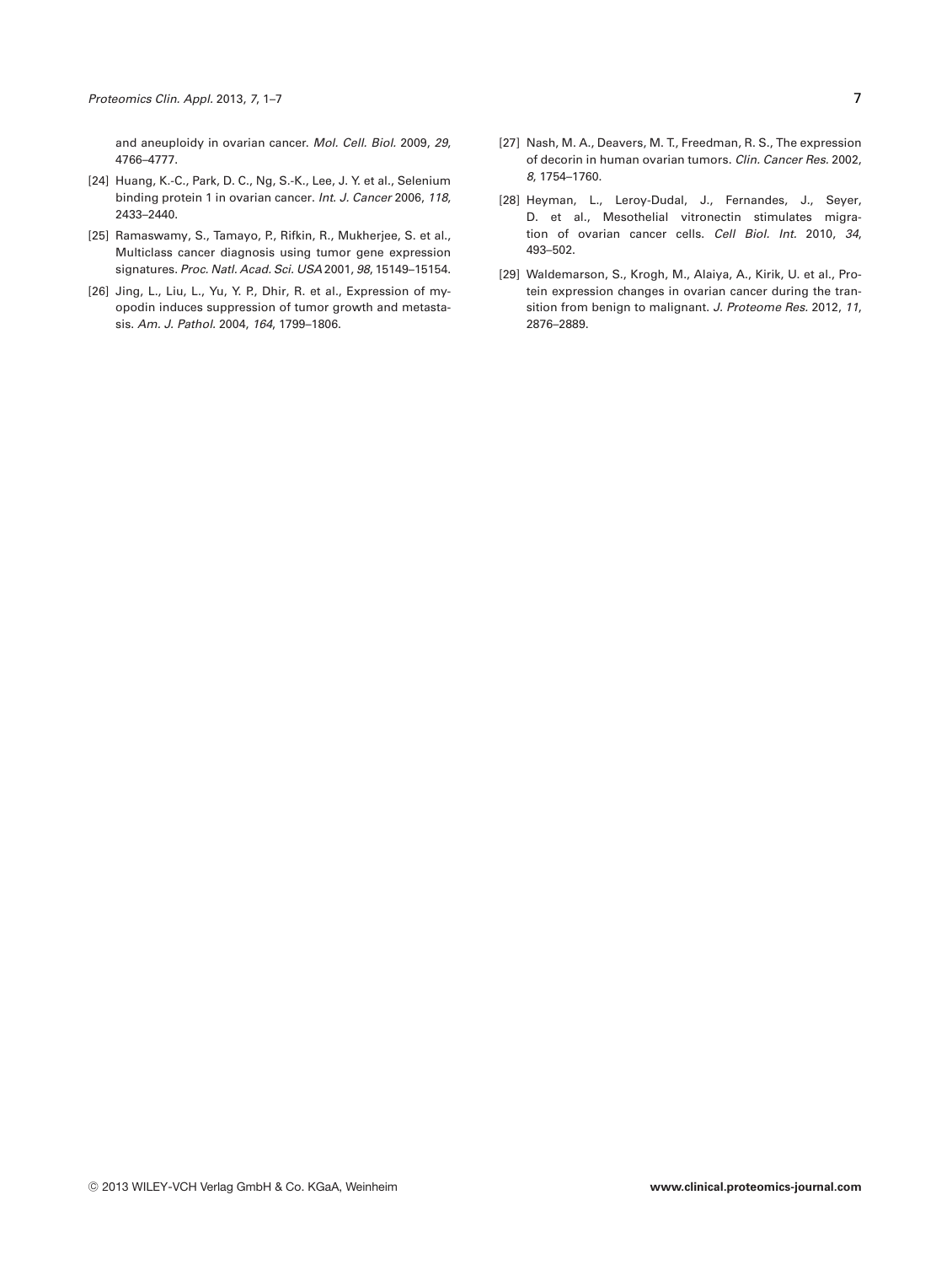and aneuploidy in ovarian cancer. *Mol. Cell. Biol.* 2009, *29*, 4766–4777.

[24] Huang, K.-C., Park, D. C., Ng, S.-K., Lee, J. Y. et al., Selenium binding protein 1 in ovarian cancer. *Int. J. Cancer* 2006, *118*, 2433–2440.

[25] Ramaswamy, S., Tamayo, P., Rifkin, R., Mukherjee, S. et al., Multiclass cancer diagnosis using tumor gene expression signatures. *Proc. Natl. Acad. Sci. USA* 2001, *98*, 15149–15154.

[26] Jing, L., Liu, L., Yu, Y. P., Dhir, R. et al., Expression of myopodin induces suppression of tumor growth and metastasis. *Am. J. Pathol.* 2004, *164*, 1799–1806.

[27] Nash, M. A., Deavers, M. T., Freedman, R. S., The expression of decorin in human ovarian tumors. *Clin. Cancer Res.* 2002, *8*, 1754–1760.

[28] Heyman, L., Leroy-Dudal, J., Fernandes, J., Seyer, D. et al., Mesothelial vitronectin stimulates migration of ovarian cancer cells. *Cell Biol. Int.* 2010, *34*, 493–502.

[29] Waldemarson, S., Krogh, M., Alaiya, A., Kirik, U. et al., Protein expression changes in ovarian cancer during the transition from benign to malignant. *J. Proteome Res.* 2012, *11*, 2876–2889.